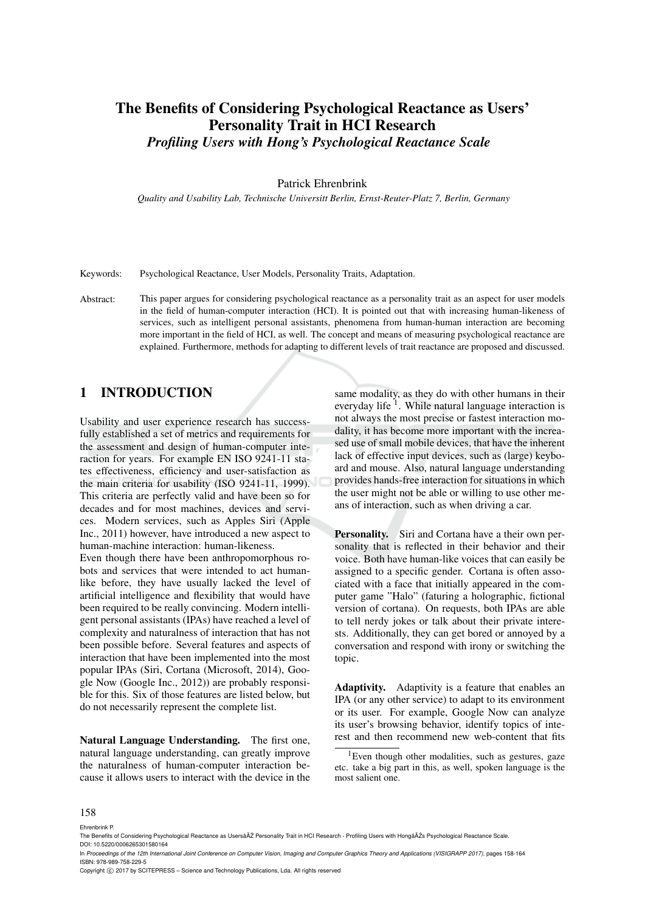# The Benefits of Considering Psychological Reactance as Users' Personality Trait in HCI Research

## *Profiling Users with Hong's Psychological Reactance Scale*

Patrick Ehrenbrink

*Quality and Usability Lab, Technische Universitt Berlin, Ernst-Reuter-Platz 7, Berlin, Germany*

Keywords: Psychological Reactance, User Models, Personality Traits, Adaptation.

Abstract: This paper argues for considering psychological reactance as a personality trait as an aspect for user models in the field of human-computer interaction (HCI). It is pointed out that with increasing human-likeness of services, such as intelligent personal assistants, phenomena from human-human interaction are becoming more important in the field of HCI, as well. The concept and means of measuring psychological reactance are explained. Furthermore, methods for adapting to different levels of trait reactance are proposed and discussed.

## 1 INTRODUCTION

Usability and user experience research has successfully established a set of metrics and requirements for the assessment and design of human-computer interaction for years. For example EN ISO 9241-11 states effectiveness, efficiency and user-satisfaction as the main criteria for usability (ISO 9241-11, 1999). This criteria are perfectly valid and have been so for decades and for most machines, devices and services. Modern services, such as Apples Siri (Apple Inc., 2011) however, have introduced a new aspect to human-machine interaction: human-likeness.

Even though there have been anthropomorphous robots and services that were intended to act human-like before, they have usually lacked the level of artificial intelligence and flexibility that would have been required to be really convincing. Modern intelligent personal assistants (IPAs) have reached a level of complexity and naturalness of interaction that has not been possible before. Several features and aspects of interaction that have been implemented into the most popular IPAs (Siri, Cortana (Microsoft, 2014), Google Now (Google Inc., 2012)) are probably responsible for this. Six of those features are listed below, but do not necessarily represent the complete list.

**Natural Language Understanding.** The first one, natural language understanding, can greatly improve the naturalness of human-computer interaction because it allows users to interact with the device in the same modality, as they do with other humans in their everyday life [1]. While natural language interaction is not always the most precise or fastest interaction modality, it has become more important with the increased use of small mobile devices, that have the inherent lack of effective input devices, such as (large) keyboard and mouse. Also, natural language understanding provides hands-free interaction for situations in which the user might not be able or willing to use other means of interaction, such as when driving a car.

**Personality.** Siri and Cortana have a their own personality that is reflected in their behavior and their voice. Both have human-like voices that can easily be assigned to a specific gender. Cortana is often associated with a face that initially appeared in the computer game "Halo" (faturing a holographic, fictional version of cortana). On requests, both IPAs are able to tell nerdy jokes or talk about their private interests. Additionally, they can get bored or annoyed by a conversation and respond with irony or switching the topic.

**Adaptivity.** Adaptivity is a feature that enables an IPA (or any other service) to adapt to its environment or its user. For example, Google Now can analyze its user's browsing behavior, identify topics of interest and then recommend new web-content that fits

[1] Even though other modalities, such as gestures, gaze etc. take a big part in this, as well, spoken language is the most salient one.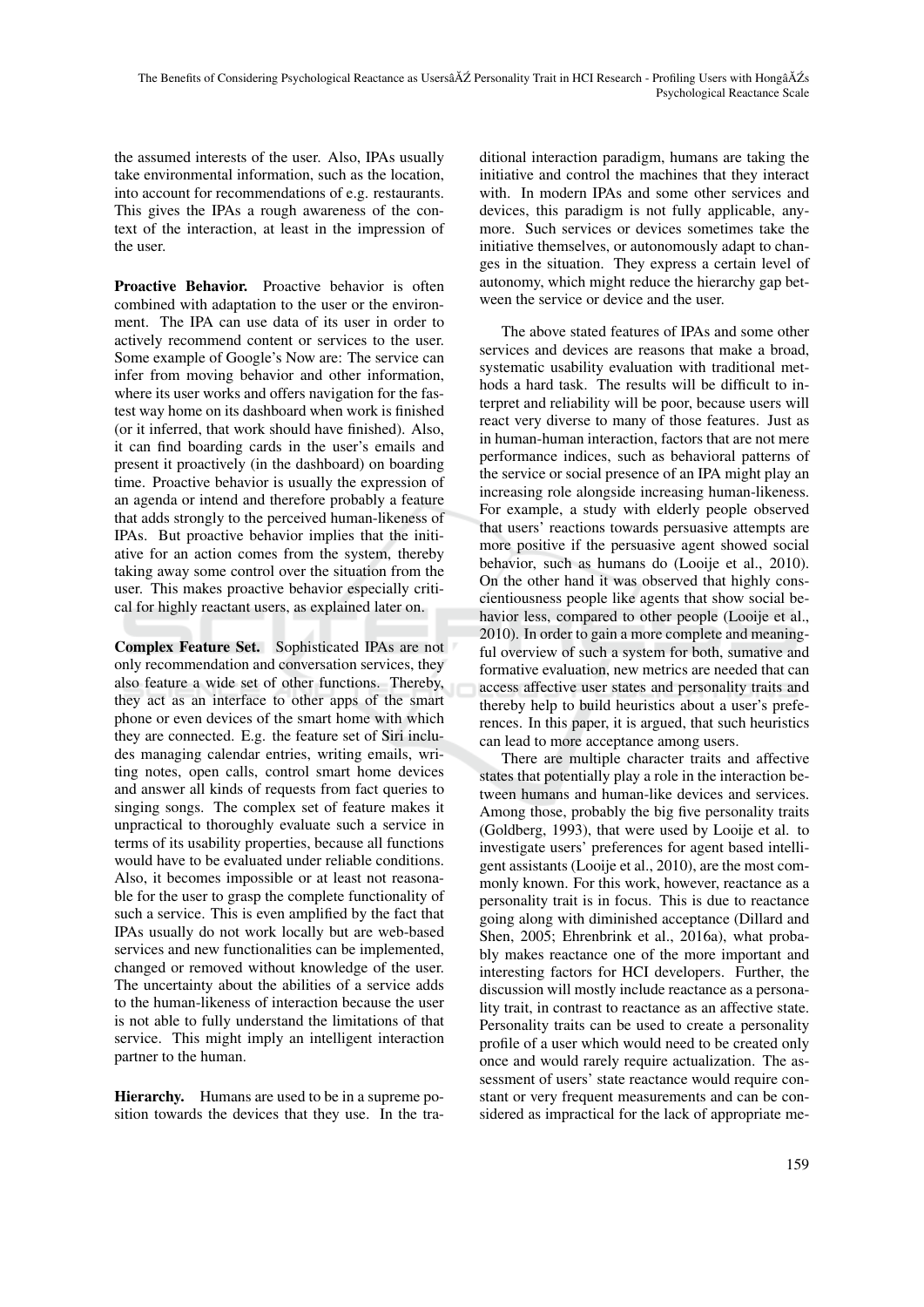the assumed interests of the user. Also, IPAs usually take environmental information, such as the location, into account for recommendations of e.g. restaurants. This gives the IPAs a rough awareness of the context of the interaction, at least in the impression of the user.

**Proactive Behavior.** Proactive behavior is often combined with adaptation to the user or the environment. The IPA can use data of its user in order to actively recommend content or services to the user. Some example of Google's Now are: The service can infer from moving behavior and other information, where its user works and offers navigation for the fastest way home on its dashboard when work is finished (or it inferred, that work should have finished). Also, it can find boarding cards in the user's emails and present it proactively (in the dashboard) on boarding time. Proactive behavior is usually the expression of an agenda or intend and therefore probably a feature that adds strongly to the perceived human-likeness of IPAs. But proactive behavior implies that the initiative for an action comes from the system, thereby taking away some control over the situation from the user. This makes proactive behavior especially critical for highly reactant users, as explained later on.

**Complex Feature Set.** Sophisticated IPAs are not only recommendation and conversation services, they also feature a wide set of other functions. Thereby, they act as an interface to other apps of the smart phone or even devices of the smart home with which they are connected. E.g. the feature set of Siri includes managing calendar entries, writing emails, writing notes, open calls, control smart home devices and answer all kinds of requests from fact queries to singing songs. The complex set of feature makes it unpractical to thoroughly evaluate such a service in terms of its usability properties, because all functions would have to be evaluated under reliable conditions. Also, it becomes impossible or at least not reasonable for the user to grasp the complete functionality of such a service. This is even amplified by the fact that IPAs usually do not work locally but are web-based services and new functionalities can be implemented, changed or removed without knowledge of the user. The uncertainty about the abilities of a service adds to the human-likeness of interaction because the user is not able to fully understand the limitations of that service. This might imply an intelligent interaction partner to the human.

**Hierarchy.** Humans are used to be in a supreme position towards the devices that they use. In the traditional interaction paradigm, humans are taking the initiative and control the machines that they interact with. In modern IPAs and some other services and devices, this paradigm is not fully applicable, anymore. Such services or devices sometimes take the initiative themselves, or autonomously adapt to changes in the situation. They express a certain level of autonomy, which might reduce the hierarchy gap between the service or device and the user.

The above stated features of IPAs and some other services and devices are reasons that make a broad, systematic usability evaluation with traditional methods a hard task. The results will be difficult to interpret and reliability will be poor, because users will react very diverse to many of those features. Just as in human-human interaction, factors that are not mere performance indices, such as behavioral patterns of the service or social presence of an IPA might play an increasing role alongside increasing human-likeness. For example, a study with elderly people observed that users' reactions towards persuasive attempts are more positive if the persuasive agent showed social behavior, such as humans do (Looije et al., 2010). On the other hand it was observed that highly conscientiousness people like agents that show social behavior less, compared to other people (Looije et al., 2010). In order to gain a more complete and meaningful overview of such a system for both, sumative and formative evaluation, new metrics are needed that can access affective user states and personality traits and thereby help to build heuristics about a user's preferences. In this paper, it is argued, that such heuristics can lead to more acceptance among users.

There are multiple character traits and affective states that potentially play a role in the interaction between humans and human-like devices and services. Among those, probably the big five personality traits (Goldberg, 1993), that were used by Looije et al. to investigate users' preferences for agent based intelligent assistants (Looije et al., 2010), are the most commonly known. For this work, however, reactance as a personality trait is in focus. This is due to reactance going along with diminished acceptance (Dillard and Shen, 2005; Ehrenbrink et al., 2016a), what probably makes reactance one of the more important and interesting factors for HCI developers. Further, the discussion will mostly include reactance as a personality trait, in contrast to reactance as an affective state. Personality traits can be used to create a personality profile of a user which would need to be created only once and would rarely require actualization. The assessment of users' state reactance would require constant or very frequent measurements and can be considered as impractical for the lack of appropriate me-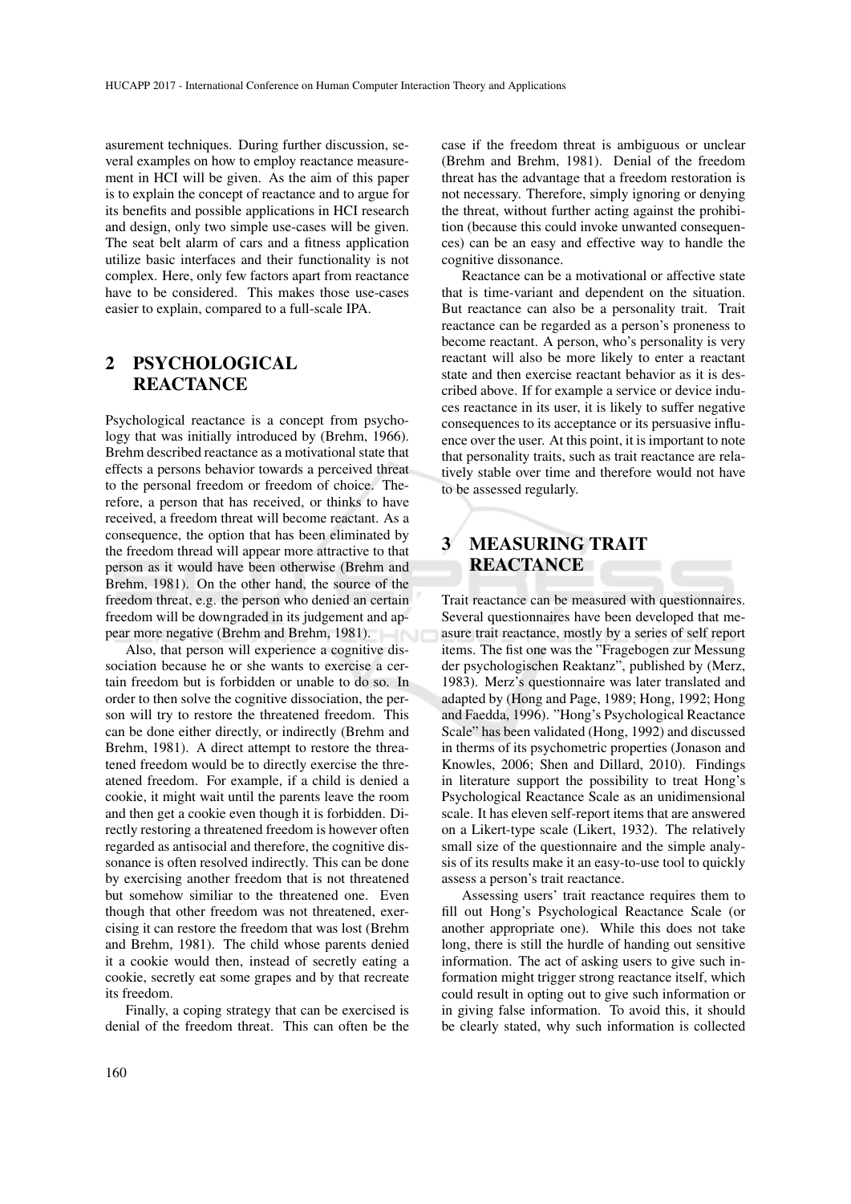asurement techniques. During further discussion, several examples on how to employ reactance measurement in HCI will be given. As the aim of this paper is to explain the concept of reactance and to argue for its benefits and possible applications in HCI research and design, only two simple use-cases will be given. The seat belt alarm of cars and a fitness application utilize basic interfaces and their functionality is not complex. Here, only few factors apart from reactance have to be considered. This makes those use-cases easier to explain, compared to a full-scale IPA.

## 2 PSYCHOLOGICAL REACTANCE

Psychological reactance is a concept from psychology that was initially introduced by (Brehm, 1966). Brehm described reactance as a motivational state that effects a persons behavior towards a perceived threat to the personal freedom or freedom of choice. Therefore, a person that has received, or thinks to have received, a freedom threat will become reactant. As a consequence, the option that has been eliminated by the freedom thread will appear more attractive to that person as it would have been otherwise (Brehm and Brehm, 1981). On the other hand, the source of the freedom threat, e.g. the person who denied an certain freedom will be downgraded in its judgement and appear more negative (Brehm and Brehm, 1981).

Also, that person will experience a cognitive dissociation because he or she wants to exercise a certain freedom but is forbidden or unable to do so. In order to then solve the cognitive dissociation, the person will try to restore the threatened freedom. This can be done either directly, or indirectly (Brehm and Brehm, 1981). A direct attempt to restore the threatened freedom would be to directly exercise the threatened freedom. For example, if a child is denied a cookie, it might wait until the parents leave the room and then get a cookie even though it is forbidden. Directly restoring a threatened freedom is however often regarded as antisocial and therefore, the cognitive dissonance is often resolved indirectly. This can be done by exercising another freedom that is not threatened but somehow similiar to the threatened one. Even though that other freedom was not threatened, exercising it can restore the freedom that was lost (Brehm and Brehm, 1981). The child whose parents denied it a cookie would then, instead of secretly eating a cookie, secretly eat some grapes and by that recreate its freedom.

Finally, a coping strategy that can be exercised is denial of the freedom threat. This can often be the case if the freedom threat is ambiguous or unclear (Brehm and Brehm, 1981). Denial of the freedom threat has the advantage that a freedom restoration is not necessary. Therefore, simply ignoring or denying the threat, without further acting against the prohibition (because this could invoke unwanted consequences) can be an easy and effective way to handle the cognitive dissonance.

Reactance can be a motivational or affective state that is time-variant and dependent on the situation. But reactance can also be a personality trait. Trait reactance can be regarded as a person's proneness to become reactant. A person, who's personality is very reactant will also be more likely to enter a reactant state and then exercise reactant behavior as it is described above. If for example a service or device induces reactance in its user, it is likely to suffer negative consequences to its acceptance or its persuasive influence over the user. At this point, it is important to note that personality traits, such as trait reactance are relatively stable over time and therefore would not have to be assessed regularly.

## 3 MEASURING TRAIT REACTANCE

Trait reactance can be measured with questionnaires. Several questionnaires have been developed that measure trait reactance, mostly by a series of self report items. The fist one was the "Fragebogen zur Messung der psychologischen Reaktanz", published by (Merz, 1983). Merz's questionnaire was later translated and adapted by (Hong and Page, 1989; Hong, 1992; Hong and Faedda, 1996). "Hong's Psychological Reactance Scale" has been validated (Hong, 1992) and discussed in therms of its psychometric properties (Jonason and Knowles, 2006; Shen and Dillard, 2010). Findings in literature support the possibility to treat Hong's Psychological Reactance Scale as an unidimensional scale. It has eleven self-report items that are answered on a Likert-type scale (Likert, 1932). The relatively small size of the questionnaire and the simple analysis of its results make it an easy-to-use tool to quickly assess a person's trait reactance.

Assessing users' trait reactance requires them to fill out Hong's Psychological Reactance Scale (or another appropriate one). While this does not take long, there is still the hurdle of handing out sensitive information. The act of asking users to give such information might trigger strong reactance itself, which could result in opting out to give such information or in giving false information. To avoid this, it should be clearly stated, why such information is collected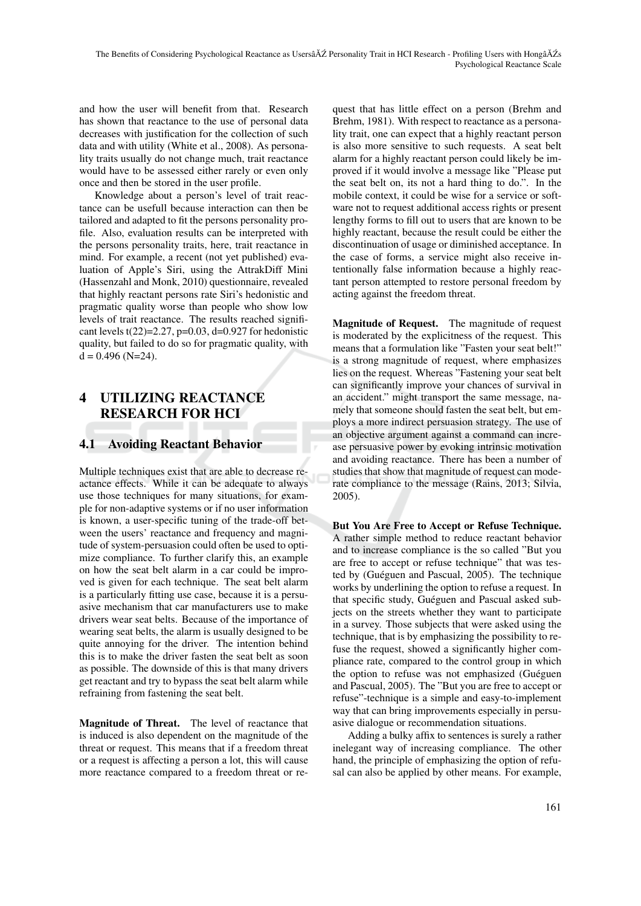and how the user will benefit from that. Research has shown that reactance to the use of personal data decreases with justification for the collection of such data and with utility (White et al., 2008). As personality traits usually do not change much, trait reactance would have to be assessed either rarely or even only once and then be stored in the user profile.

Knowledge about a person's level of trait reactance can be usefull because interaction can then be tailored and adapted to fit the persons personality profile. Also, evaluation results can be interpreted with the persons personality traits, here, trait reactance in mind. For example, a recent (not yet published) evaluation of Apple's Siri, using the AttrakDiff Mini (Hassenzahl and Monk, 2010) questionnaire, revealed that highly reactant persons rate Siri's hedonistic and pragmatic quality worse than people who show low levels of trait reactance. The results reached significant levels $t(22)=2.27$, $p=0.03$, $d=0.927$ for hedonistic quality, but failed to do so for pragmatic quality, with $d = 0.496$ ($N=24$).

## 4 UTILIZING REACTANCE RESEARCH FOR HCI

### 4.1 Avoiding Reactant Behavior

Multiple techniques exist that are able to decrease reactance effects. While it can be adequate to always use those techniques for many situations, for example for non-adaptive systems or if no user information is known, a user-specific tuning of the trade-off between the users' reactance and frequency and magnitude of system-persuasion could often be used to optimize compliance. To further clarify this, an example on how the seat belt alarm in a car could be improved is given for each technique. The seat belt alarm is a particularly fitting use case, because it is a persuasive mechanism that car manufacturers use to make drivers wear seat belts. Because of the importance of wearing seat belts, the alarm is usually designed to be quite annoying for the driver. The intention behind this is to make the driver fasten the seat belt as soon as possible. The downside of this is that many drivers get reactant and try to bypass the seat belt alarm while refraining from fastening the seat belt.

**Magnitude of Threat.** The level of reactance that is induced is also dependent on the magnitude of the threat or request. This means that if a freedom threat or a request is affecting a person a lot, this will cause more reactance compared to a freedom threat or request that has little effect on a person (Brehm and Brehm, 1981). With respect to reactance as a personality trait, one can expect that a highly reactant person is also more sensitive to such requests. A seat belt alarm for a highly reactant person could likely be improved if it would involve a message like "Please put the seat belt on, its not a hard thing to do.". In the mobile context, it could be wise for a service or software not to request additional access rights or present lengthy forms to fill out to users that are known to be highly reactant, because the result could be either the discontinuation of usage or diminished acceptance. In the case of forms, a service might also receive intentionally false information because a highly reactant person attempted to restore personal freedom by acting against the freedom threat.

**Magnitude of Request.** The magnitude of request is moderated by the explicitness of the request. This means that a formulation like "Fasten your seat belt!" is a strong magnitude of request, where emphasizes lies on the request. Whereas "Fastening your seat belt can significantly improve your chances of survival in an accident." might transport the same message, namely that someone should fasten the seat belt, but employs a more indirect persuasion strategy. The use of an objective argument against a command can increase persuasive power by evoking intrinsic motivation and avoiding reactance. There has been a number of studies that show that magnitude of request can moderate compliance to the message (Rains, 2013; Silvia, 2005).

**But You Are Free to Accept or Refuse Technique.** A rather simple method to reduce reactant behavior and to increase compliance is the so called "But you are free to accept or refuse technique" that was tested by (Guéguen and Pascual, 2005). The technique works by underlining the option to refuse a request. In that specific study, Guéguen and Pascual asked subjects on the streets whether they want to participate in a survey. Those subjects that were asked using the technique, that is by emphasizing the possibility to refuse the request, showed a significantly higher compliance rate, compared to the control group in which the option to refuse was not emphasized (Guéguen and Pascual, 2005). The "But you are free to accept or refuse"-technique is a simple and easy-to-implement way that can bring improvements especially in persuasive dialogue or recommendation situations.

Adding a bulky affix to sentences is surely a rather inelegant way of increasing compliance. The other hand, the principle of emphasizing the option of refusal can also be applied by other means. For example,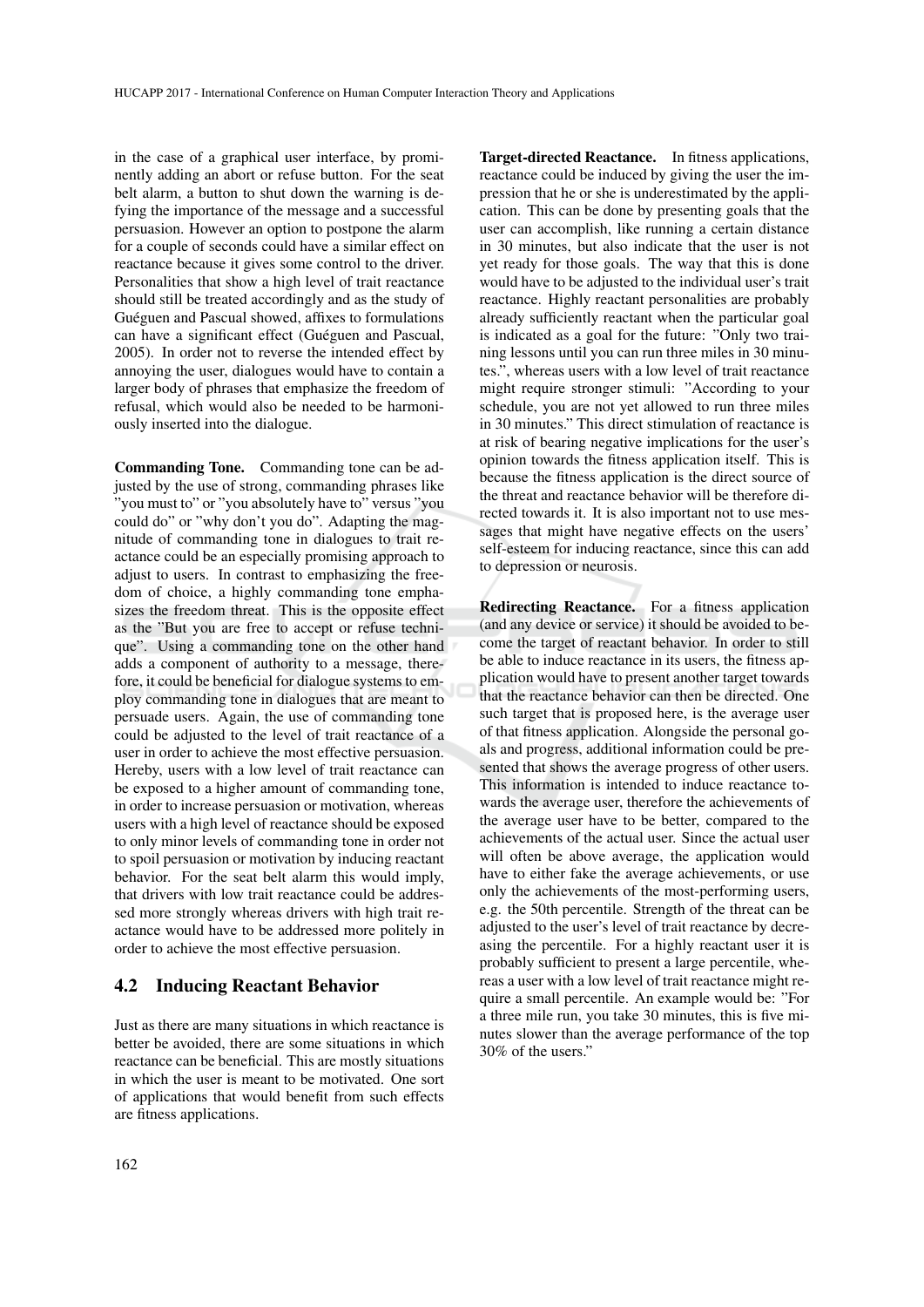in the case of a graphical user interface, by prominently adding an abort or refuse button. For the seat belt alarm, a button to shut down the warning is defying the importance of the message and a successful persuasion. However an option to postpone the alarm for a couple of seconds could have a similar effect on reactance because it gives some control to the driver. Personalities that show a high level of trait reactance should still be treated accordingly and as the study of Guéguen and Pascual showed, affixes to formulations can have a significant effect (Guéguen and Pascual, 2005). In order not to reverse the intended effect by annoying the user, dialogues would have to contain a larger body of phrases that emphasize the freedom of refusal, which would also be needed to be harmoniously inserted into the dialogue.

**Commanding Tone.** Commanding tone can be adjusted by the use of strong, commanding phrases like "you must to" or "you absolutely have to" versus "you could do" or "why don't you do". Adapting the magnitude of commanding tone in dialogues to trait reactance could be an especially promising approach to adjust to users. In contrast to emphasizing the freedom of choice, a highly commanding tone emphasizes the freedom threat. This is the opposite effect as the "But you are free to accept or refuse technique". Using a commanding tone on the other hand adds a component of authority to a message, therefore, it could be beneficial for dialogue systems to employ commanding tone in dialogues that are meant to persuade users. Again, the use of commanding tone could be adjusted to the level of trait reactance of a user in order to achieve the most effective persuasion. Hereby, users with a low level of trait reactance can be exposed to a higher amount of commanding tone, in order to increase persuasion or motivation, whereas users with a high level of reactance should be exposed to only minor levels of commanding tone in order not to spoil persuasion or motivation by inducing reactant behavior. For the seat belt alarm this would imply, that drivers with low trait reactance could be addressed more strongly whereas drivers with high trait reactance would have to be addressed more politely in order to achieve the most effective persuasion.

## 4.2 Inducing Reactant Behavior

Just as there are many situations in which reactance is better be avoided, there are some situations in which reactance can be beneficial. This are mostly situations in which the user is meant to be motivated. One sort of applications that would benefit from such effects are fitness applications.

**Target-directed Reactance.** In fitness applications, reactance could be induced by giving the user the impression that he or she is underestimated by the application. This can be done by presenting goals that the user can accomplish, like running a certain distance in 30 minutes, but also indicate that the user is not yet ready for those goals. The way that this is done would have to be adjusted to the individual user's trait reactance. Highly reactant personalities are probably already sufficiently reactant when the particular goal is indicated as a goal for the future: "Only two training lessons until you can run three miles in 30 minutes.", whereas users with a low level of trait reactance might require stronger stimuli: "According to your schedule, you are not yet allowed to run three miles in 30 minutes." This direct stimulation of reactance is at risk of bearing negative implications for the user's opinion towards the fitness application itself. This is because the fitness application is the direct source of the threat and reactance behavior will be therefore directed towards it. It is also important not to use messages that might have negative effects on the users' self-esteem for inducing reactance, since this can add to depression or neurosis.

**Redirecting Reactance.** For a fitness application (and any device or service) it should be avoided to become the target of reactant behavior. In order to still be able to induce reactance in its users, the fitness application would have to present another target towards that the reactance behavior can then be directed. One such target that is proposed here, is the average user of that fitness application. Alongside the personal goals and progress, additional information could be presented that shows the average progress of other users. This information is intended to induce reactance towards the average user, therefore the achievements of the average user have to be better, compared to the achievements of the actual user. Since the actual user will often be above average, the application would have to either fake the average achievements, or use only the achievements of the most-performing users, e.g. the 50th percentile. Strength of the threat can be adjusted to the user's level of trait reactance by decreasing the percentile. For a highly reactant user it is probably sufficient to present a large percentile, whereas a user with a low level of trait reactance might require a small percentile. An example would be: "For a three mile run, you take 30 minutes, this is five minutes slower than the average performance of the top 30% of the users."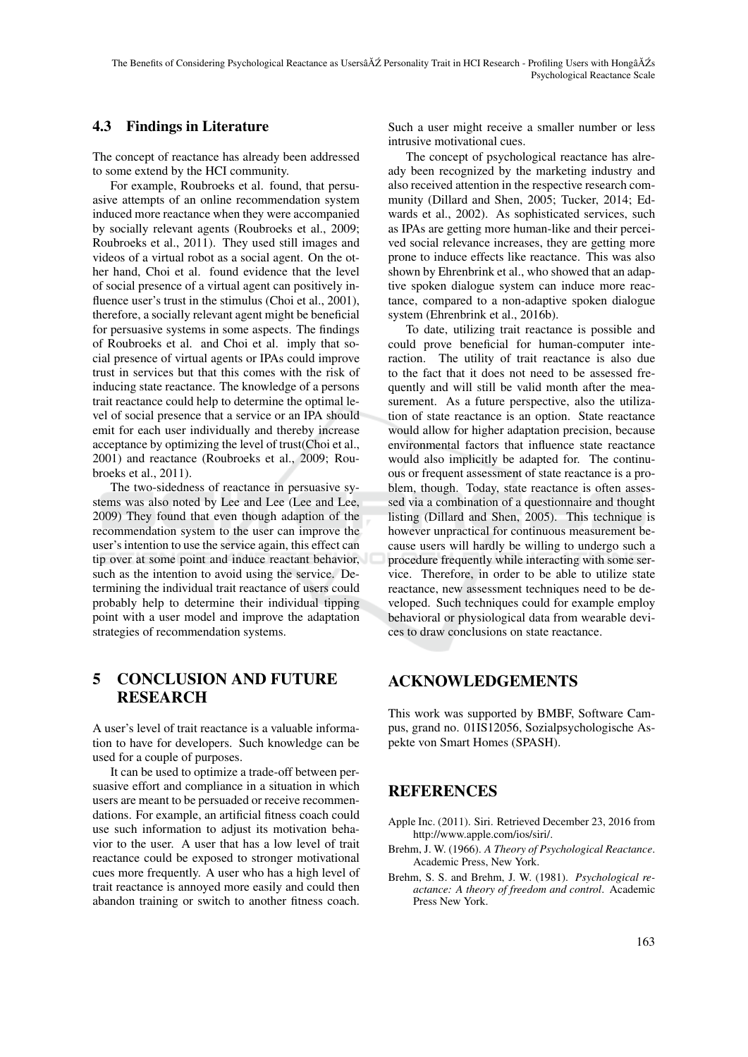### 4.3 Findings in Literature

The concept of reactance has already been addressed to some extend by the HCI community.

For example, Roubroeks et al. found, that persuasive attempts of an online recommendation system induced more reactance when they were accompanied by socially relevant agents (Roubroeks et al., 2009; Roubroeks et al., 2011). They used still images and videos of a virtual robot as a social agent. On the other hand, Choi et al. found evidence that the level of social presence of a virtual agent can positively influence user's trust in the stimulus (Choi et al., 2001), therefore, a socially relevant agent might be beneficial for persuasive systems in some aspects. The findings of Roubroeks et al. and Choi et al. imply that social presence of virtual agents or IPAs could improve trust in services but that this comes with the risk of inducing state reactance. The knowledge of a persons trait reactance could help to determine the optimal level of social presence that a service or an IPA should emit for each user individually and thereby increase acceptance by optimizing the level of trust(Choi et al., 2001) and reactance (Roubroeks et al., 2009; Roubroeks et al., 2011).

The two-sidedness of reactance in persuasive systems was also noted by Lee and Lee (Lee and Lee, 2009) They found that even though adaption of the recommendation system to the user can improve the user's intention to use the service again, this effect can tip over at some point and induce reactant behavior, such as the intention to avoid using the service. Determining the individual trait reactance of users could probably help to determine their individual tipping point with a user model and improve the adaptation strategies of recommendation systems.

## 5 CONCLUSION AND FUTURE RESEARCH

A user's level of trait reactance is a valuable information to have for developers. Such knowledge can be used for a couple of purposes.

It can be used to optimize a trade-off between persuasive effort and compliance in a situation in which users are meant to be persuaded or receive recommendations. For example, an artificial fitness coach could use such information to adjust its motivation behavior to the user. A user that has a low level of trait reactance could be exposed to stronger motivational cues more frequently. A user who has a high level of trait reactance is annoyed more easily and could then abandon training or switch to another fitness coach. Such a user might receive a smaller number or less intrusive motivational cues.

The concept of psychological reactance has already been recognized by the marketing industry and also received attention in the respective research community (Dillard and Shen, 2005; Tucker, 2014; Edwards et al., 2002). As sophisticated services, such as IPAs are getting more human-like and their perceived social relevance increases, they are getting more prone to induce effects like reactance. This was also shown by Ehrenbrink et al., who showed that an adaptive spoken dialogue system can induce more reactance, compared to a non-adaptive spoken dialogue system (Ehrenbrink et al., 2016b).

To date, utilizing trait reactance is possible and could prove beneficial for human-computer interaction. The utility of trait reactance is also due to the fact that it does not need to be assessed frequently and will still be valid month after the measurement. As a future perspective, also the utilization of state reactance is an option. State reactance would allow for higher adaptation precision, because environmental factors that influence state reactance would also implicitly be adapted for. The continuous or frequent assessment of state reactance is a problem, though. Today, state reactance is often assessed via a combination of a questionnaire and thought listing (Dillard and Shen, 2005). This technique is however unpractical for continuous measurement because users will hardly be willing to undergo such a procedure frequently while interacting with some service. Therefore, in order to be able to utilize state reactance, new assessment techniques need to be developed. Such techniques could for example employ behavioral or physiological data from wearable devices to draw conclusions on state reactance.

## ACKNOWLEDGEMENTS

This work was supported by BMBF, Software Campus, grand no. 01IS12056, Sozialpsychologische Aspekte von Smart Homes (SPASH).

## REFERENCES

Apple Inc. (2011). Siri. Retrieved December 23, 2016 from http://www.apple.com/ios/siri/.

Brehm, J. W. (1966). *A Theory of Psychological Reactance*. Academic Press, New York.

Brehm, S. S. and Brehm, J. W. (1981). *Psychological reactance: A theory of freedom and control*. Academic Press New York.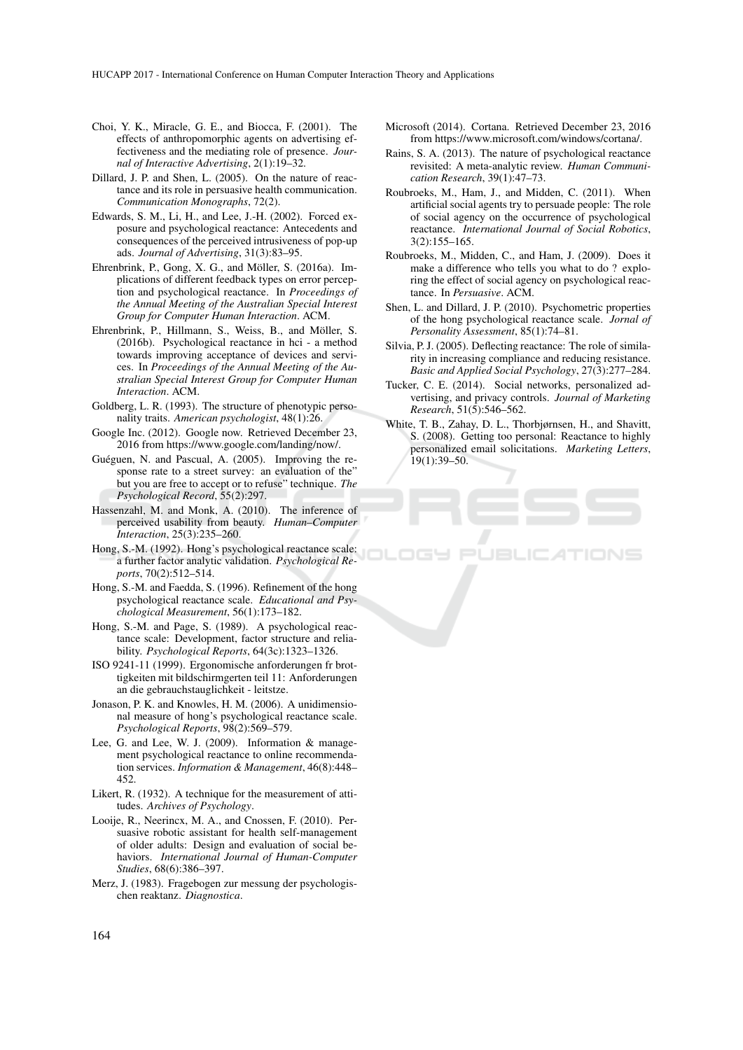Choi, Y. K., Miracle, G. E., and Biocca, F. (2001). The effects of anthropomorphic agents on advertising effectiveness and the mediating role of presence. *Journal of Interactive Advertising*, 2(1):19–32.

Dillard, J. P. and Shen, L. (2005). On the nature of reactance and its role in persuasive health communication. *Communication Monographs*, 72(2).

Edwards, S. M., Li, H., and Lee, J.-H. (2002). Forced exposure and psychological reactance: Antecedents and consequences of the perceived intrusiveness of pop-up ads. *Journal of Advertising*, 31(3):83–95.

Ehrenbrink, P., Gong, X. G., and Möller, S. (2016a). Implications of different feedback types on error perception and psychological reactance. In *Proceedings of the Annual Meeting of the Australian Special Interest Group for Computer Human Interaction*. ACM.

Ehrenbrink, P., Hillmann, S., Weiss, B., and Möller, S. (2016b). Psychological reactance in hci - a method towards improving acceptance of devices and services. In *Proceedings of the Annual Meeting of the Australian Special Interest Group for Computer Human Interaction*. ACM.

Goldberg, L. R. (1993). The structure of phenotypic personality traits. *American psychologist*, 48(1):26.

Google Inc. (2012). Google now. Retrieved December 23, 2016 from https://www.google.com/landing/now/.

Guéguen, N. and Pascual, A. (2005). Improving the response rate to a street survey: an evaluation of the" but you are free to accept or to refuse" technique. *The Psychological Record*, 55(2):297.

Hassenzahl, M. and Monk, A. (2010). The inference of perceived usability from beauty. *Human–Computer Interaction*, 25(3):235–260.

Hong, S.-M. (1992). Hong's psychological reactance scale: a further factor analytic validation. *Psychological Reports*, 70(2):512–514.

Hong, S.-M. and Faedda, S. (1996). Refinement of the hong psychological reactance scale. *Educational and Psychological Measurement*, 56(1):173–182.

Hong, S.-M. and Page, S. (1989). A psychological reactance scale: Development, factor structure and reliability. *Psychological Reports*, 64(3c):1323–1326.

ISO 9241-11 (1999). Ergonomische anforderungen fr brottigkeiten mit bildschirmgerten teil 11: Anforderungen an die gebrauchstauglichkeit - leitstze.

Jonason, P. K. and Knowles, H. M. (2006). A unidimensional measure of hong's psychological reactance scale. *Psychological Reports*, 98(2):569–579.

Lee, G. and Lee, W. J. (2009). Information & management psychological reactance to online recommendation services. *Information & Management*, 46(8):448–452.

Likert, R. (1932). A technique for the measurement of attitudes. *Archives of Psychology*.

Looije, R., Neerincx, M. A., and Cnossen, F. (2010). Persuasive robotic assistant for health self-management of older adults: Design and evaluation of social behaviors. *International Journal of Human-Computer Studies*, 68(6):386–397.

Merz, J. (1983). Fragebogen zur messung der psychologischen reaktanz. *Diagnostica*.

Microsoft (2014). Cortana. Retrieved December 23, 2016 from https://www.microsoft.com/windows/cortana/.

Rains, S. A. (2013). The nature of psychological reactance revisited: A meta-analytic review. *Human Communication Research*, 39(1):47–73.

Roubroeks, M., Ham, J., and Midden, C. (2011). When artificial social agents try to persuade people: The role of social agency on the occurrence of psychological reactance. *International Journal of Social Robotics*, 3(2):155–165.

Roubroeks, M., Midden, C., and Ham, J. (2009). Does it make a difference who tells you what to do ? exploring the effect of social agency on psychological reactance. In *Persuasive*. ACM.

Shen, L. and Dillard, J. P. (2010). Psychometric properties of the hong psychological reactance scale. *Jornal of Personality Assessment*, 85(1):74–81.

Silvia, P. J. (2005). Deflecting reactance: The role of similarity in increasing compliance and reducing resistance. *Basic and Applied Social Psychology*, 27(3):277–284.

Tucker, C. E. (2014). Social networks, personalized advertising, and privacy controls. *Journal of Marketing Research*, 51(5):546–562.

White, T. B., Zahay, D. L., Thorbjørnsen, H., and Shavitt, S. (2008). Getting too personal: Reactance to highly personalized email solicitations. *Marketing Letters*, 19(1):39–50.